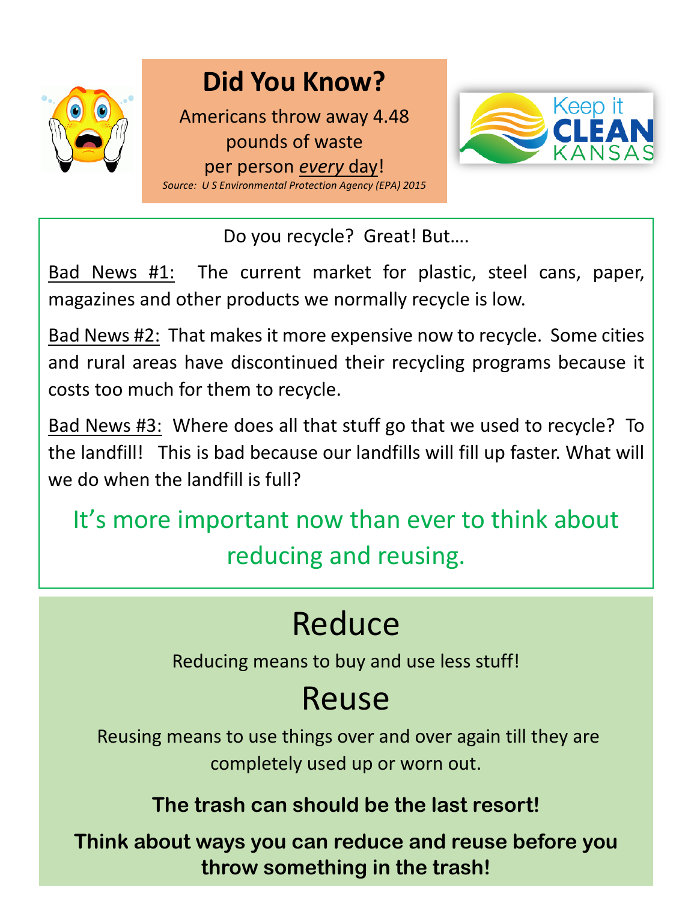# Did You Know?

Americans throw away 4.48 pounds of waste per person *every* day!

*Source: U S Environmental Protection Agency (EPA) 2015*

Keep it CLEAN KANSAS

Do you recycle? Great! But….

Bad News #1: The current market for plastic, steel cans, paper, magazines and other products we normally recycle is low.

Bad News #2: That makes it more expensive now to recycle. Some cities and rural areas have discontinued their recycling programs because it costs too much for them to recycle.

Bad News #3: Where does all that stuff go that we used to recycle? To the landfill! This is bad because our landfills will fill up faster. What will we do when the landfill is full?

It's more important now than ever to think about reducing and reusing.

## Reduce

Reducing means to buy and use less stuff!

## Reuse

Reusing means to use things over and over again till they are completely used up or worn out.

**The trash can should be the last resort!**

**Think about ways you can reduce and reuse before you throw something in the trash!**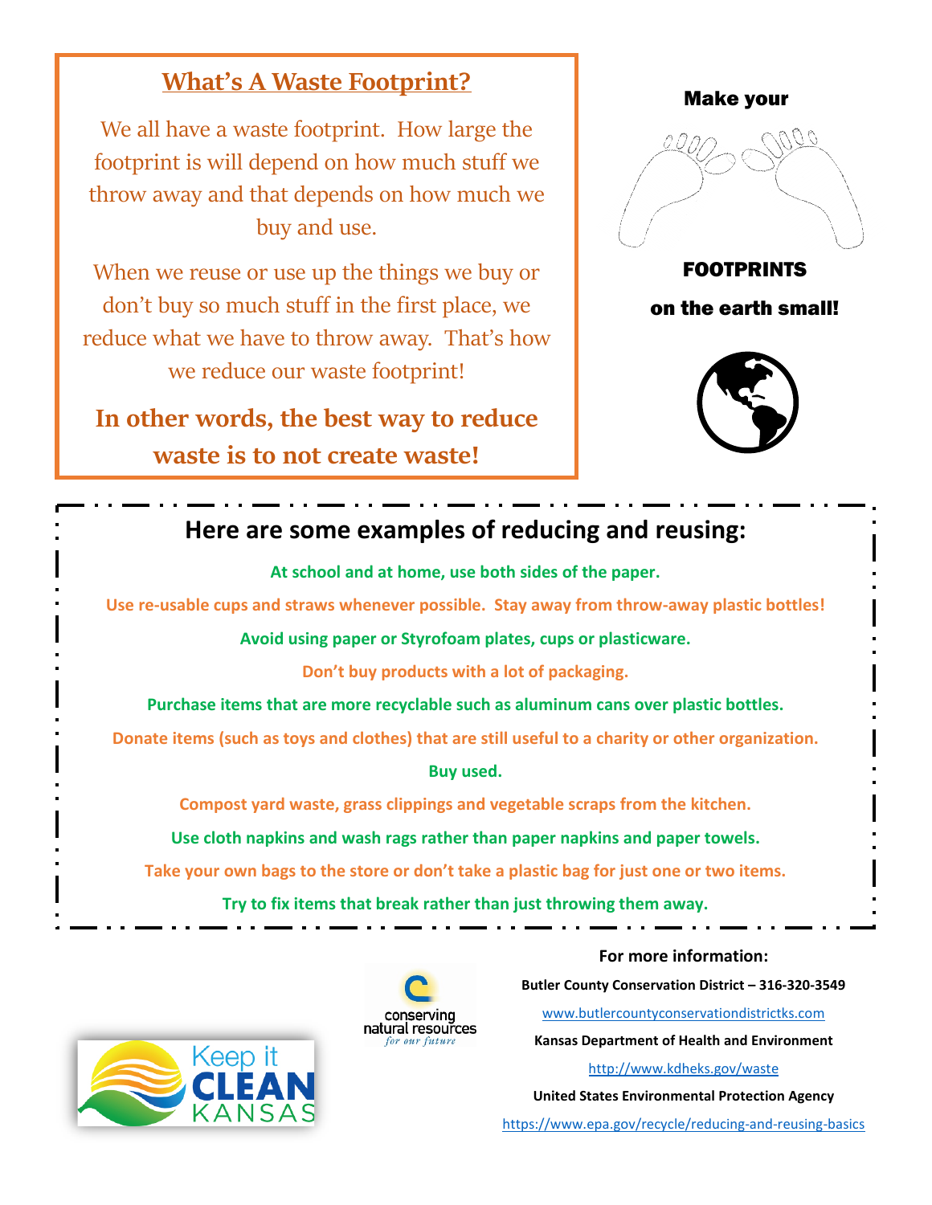## What's A Waste Footprint?

We all have a waste footprint. How large the footprint is will depend on how much stuff we throw away and that depends on how much we buy and use.

When we reuse or use up the things we buy or don't buy so much stuff in the first place, we reduce what we have to throw away. That's how we reduce our waste footprint!

**In other words, the best way to reduce waste is to not create waste!**

**Make your FOOTPRINTS on the earth small!**

## Here are some examples of reducing and reusing:

**At school and at home, use both sides of the paper.**

**Use re-usable cups and straws whenever possible. Stay away from throw-away plastic bottles!**

**Avoid using paper or Styrofoam plates, cups or plasticware.**

**Don't buy products with a lot of packaging.**

**Purchase items that are more recyclable such as aluminum cans over plastic bottles.**

**Donate items (such as toys and clothes) that are still useful to a charity or other organization.**

**Buy used.**

**Compost yard waste, grass clippings and vegetable scraps from the kitchen.**

**Use cloth napkins and wash rags rather than paper napkins and paper towels.**

**Take your own bags to the store or don't take a plastic bag for just one or two items.**

**Try to fix items that break rather than just throwing them away.**

Keep it CLEAN KANSAS

conserving natural resources *for our future*

**For more information:**

**Butler County Conservation District – 316-320-3549**

www.butlercountyconservationdistrictks.com

**Kansas Department of Health and Environment**

http://www.kdheks.gov/waste

**United States Environmental Protection Agency**

https://www.epa.gov/recycle/reducing-and-reusing-basics